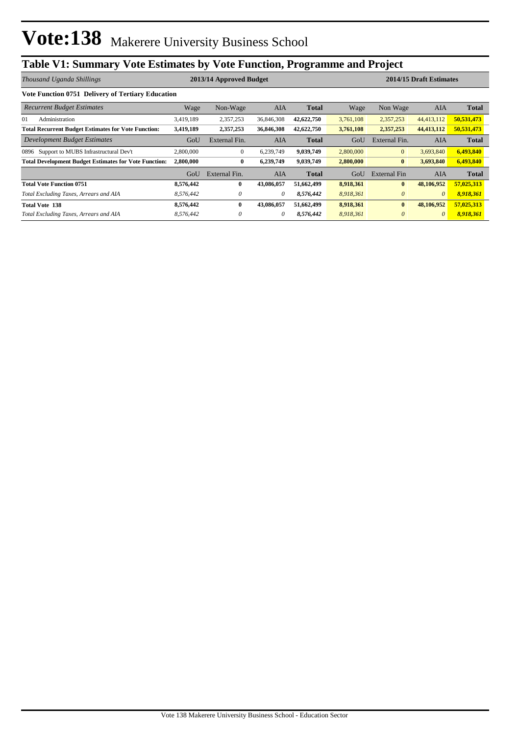# Vote:138 Makerere University Business School

## Table V1: Summary Vote Estimates by Vote Function, Programme and Project

| *Thousand Uganda Shillings* | 2013/14 Approved Budget | | | | 2014/15 Draft Estimates | | | |
|---|---|---|---|---|---|---|---|---|
| **Vote Function 0751 Delivery of Tertiary Education** | | | | | | | | |
| *Recurrent Budget Estimates* | Wage | Non-Wage | AIA | **Total** | Wage | Non Wage | AIA | **Total** |
| 01 Administration | 3,419,189 | 2,357,253 | 36,846,308 | **42,622,750** | 3,761,108 | 2,357,253 | 44,413,112 | **50,531,473** |
| **Total Recurrent Budget Estimates for Vote Function:** | **3,419,189** | **2,357,253** | **36,846,308** | **42,622,750** | **3,761,108** | **2,357,253** | **44,413,112** | **50,531,473** |
| *Development Budget Estimates* | GoU | External Fin. | AIA | **Total** | GoU | External Fin. | AIA | **Total** |
| 0896 Support to MUBS Infrastructural Dev't | 2,800,000 | 0 | 6,239,749 | **9,039,749** | 2,800,000 | 0 | 3,693,840 | **6,493,840** |
| **Total Development Budget Estimates for Vote Function:** | **2,800,000** | **0** | **6,239,749** | **9,039,749** | **2,800,000** | **0** | **3,693,840** | **6,493,840** |
| | GoU | External Fin. | AIA | **Total** | GoU | External Fin | AIA | **Total** |
| **Total Vote Function 0751** | **8,576,442** | **0** | **43,086,057** | **51,662,499** | **8,918,361** | **0** | **48,106,952** | **57,025,313** |
| *Total Excluding Taxes, Arrears and AIA* | *8,576,442* | *0* | *0* | ***8,576,442*** | *8,918,361* | *0* | *0* | ***8,918,361*** |
| **Total Vote 138** | **8,576,442** | **0** | **43,086,057** | **51,662,499** | **8,918,361** | **0** | **48,106,952** | **57,025,313** |
| *Total Excluding Taxes, Arrears and AIA* | *8,576,442* | *0* | *0* | ***8,576,442*** | *8,918,361* | *0* | *0* | ***8,918,361*** |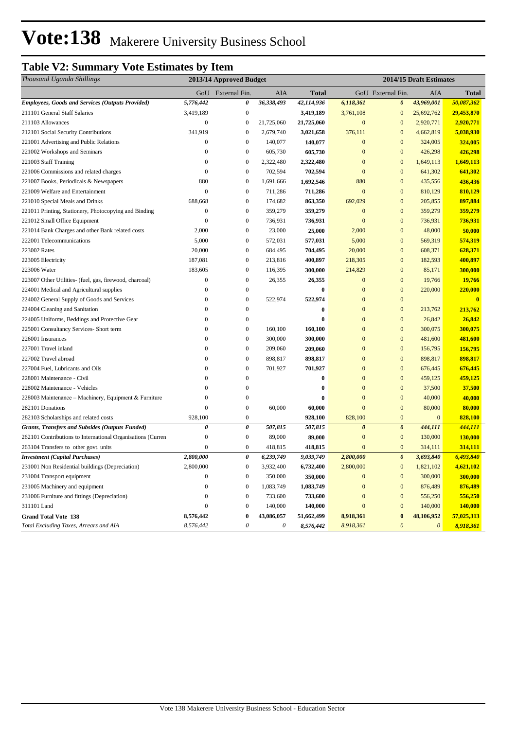# Vote:138 Makerere University Business School

## Table V2: Summary Vote Estimates by Item

| *Thousand Uganda Shillings* | 2013/14 Approved Budget | | | | 2014/15 Draft Estimates | | | |
|---|---|---|---|---|---|---|---|---|
| | GoU | External Fin. | AIA | Total | GoU | External Fin. | AIA | Total |
| ***Employees, Goods and Services (Outputs Provided)*** | ***5,776,442*** | ***0*** | ***36,338,493*** | ***42,114,936*** | ***6,118,361*** | ***0*** | ***43,969,001*** | ***50,087,362*** |
| 211101 General Staff Salaries | 3,419,189 | 0 | | **3,419,189** | 3,761,108 | 0 | 25,692,762 | **29,453,870** |
| 211103 Allowances | 0 | 0 | 21,725,060 | **21,725,060** | 0 | 0 | 2,920,771 | **2,920,771** |
| 212101 Social Security Contributions | 341,919 | 0 | 2,679,740 | **3,021,658** | 376,111 | 0 | 4,662,819 | **5,038,930** |
| 221001 Advertising and Public Relations | 0 | 0 | 140,077 | **140,077** | 0 | 0 | 324,005 | **324,005** |
| 221002 Workshops and Seminars | 0 | 0 | 605,730 | **605,730** | 0 | 0 | 426,298 | **426,298** |
| 221003 Staff Training | 0 | 0 | 2,322,480 | **2,322,480** | 0 | 0 | 1,649,113 | **1,649,113** |
| 221006 Commissions and related charges | 0 | 0 | 702,594 | **702,594** | 0 | 0 | 641,302 | **641,302** |
| 221007 Books, Periodicals & Newspapers | 880 | 0 | 1,691,666 | **1,692,546** | 880 | 0 | 435,556 | **436,436** |
| 221009 Welfare and Entertainment | 0 | 0 | 711,286 | **711,286** | 0 | 0 | 810,129 | **810,129** |
| 221010 Special Meals and Drinks | 688,668 | 0 | 174,682 | **863,350** | 692,029 | 0 | 205,855 | **897,884** |
| 221011 Printing, Stationery, Photocopying and Binding | 0 | 0 | 359,279 | **359,279** | 0 | 0 | 359,279 | **359,279** |
| 221012 Small Office Equipment | 0 | 0 | 736,931 | **736,931** | 0 | 0 | 736,931 | **736,931** |
| 221014 Bank Charges and other Bank related costs | 2,000 | 0 | 23,000 | **25,000** | 2,000 | 0 | 48,000 | **50,000** |
| 222001 Telecommunications | 5,000 | 0 | 572,031 | **577,031** | 5,000 | 0 | 569,319 | **574,319** |
| 223002 Rates | 20,000 | 0 | 684,495 | **704,495** | 20,000 | 0 | 608,371 | **628,371** |
| 223005 Electricity | 187,081 | 0 | 213,816 | **400,897** | 218,305 | 0 | 182,593 | **400,897** |
| 223006 Water | 183,605 | 0 | 116,395 | **300,000** | 214,829 | 0 | 85,171 | **300,000** |
| 223007 Other Utilities- (fuel, gas, firewood, charcoal) | 0 | 0 | 26,355 | **26,355** | 0 | 0 | 19,766 | **19,766** |
| 224001 Medical and Agricultural supplies | 0 | 0 | | **0** | 0 | 0 | 220,000 | **220,000** |
| 224002 General Supply of Goods and Services | 0 | 0 | 522,974 | **522,974** | 0 | 0 | | **0** |
| 224004 Cleaning and Sanitation | 0 | 0 | | **0** | 0 | 0 | 213,762 | **213,762** |
| 224005 Uniforms, Beddings and Protective Gear | 0 | 0 | | **0** | 0 | 0 | 26,842 | **26,842** |
| 225001 Consultancy Services- Short term | 0 | 0 | 160,100 | **160,100** | 0 | 0 | 300,075 | **300,075** |
| 226001 Insurances | 0 | 0 | 300,000 | **300,000** | 0 | 0 | 481,600 | **481,600** |
| 227001 Travel inland | 0 | 0 | 209,060 | **209,060** | 0 | 0 | 156,795 | **156,795** |
| 227002 Travel abroad | 0 | 0 | 898,817 | **898,817** | 0 | 0 | 898,817 | **898,817** |
| 227004 Fuel, Lubricants and Oils | 0 | 0 | 701,927 | **701,927** | 0 | 0 | 676,445 | **676,445** |
| 228001 Maintenance - Civil | 0 | 0 | | **0** | 0 | 0 | 459,125 | **459,125** |
| 228002 Maintenance - Vehicles | 0 | 0 | | **0** | 0 | 0 | 37,500 | **37,500** |
| 228003 Maintenance – Machinery, Equipment & Furniture | 0 | 0 | | **0** | 0 | 0 | 40,000 | **40,000** |
| 282101 Donations | 0 | 0 | 60,000 | **60,000** | 0 | 0 | 80,000 | **80,000** |
| 282103 Scholarships and related costs | 928,100 | 0 | | **928,100** | 828,100 | 0 | 0 | **828,100** |
| ***Grants, Transfers and Subsides (Outputs Funded)*** | ***0*** | ***0*** | ***507,815*** | ***507,815*** | ***0*** | ***0*** | ***444,111*** | ***444,111*** |
| 262101 Contributions to International Organisations (Curren | 0 | 0 | 89,000 | **89,000** | 0 | 0 | 130,000 | **130,000** |
| 263104 Transfers to other govt. units | 0 | 0 | 418,815 | **418,815** | 0 | 0 | 314,111 | **314,111** |
| ***Investment (Capital Purchases)*** | ***2,800,000*** | ***0*** | ***6,239,749*** | ***9,039,749*** | ***2,800,000*** | ***0*** | ***3,693,840*** | ***6,493,840*** |
| 231001 Non Residential buildings (Depreciation) | 2,800,000 | 0 | 3,932,400 | **6,732,400** | 2,800,000 | 0 | 1,821,102 | **4,621,102** |
| 231004 Transport equipment | 0 | 0 | 350,000 | **350,000** | 0 | 0 | 300,000 | **300,000** |
| 231005 Machinery and equipment | 0 | 0 | 1,083,749 | **1,083,749** | 0 | 0 | 876,489 | **876,489** |
| 231006 Furniture and fittings (Depreciation) | 0 | 0 | 733,600 | **733,600** | 0 | 0 | 556,250 | **556,250** |
| 311101 Land | 0 | 0 | 140,000 | **140,000** | 0 | 0 | 140,000 | **140,000** |
| **Grand Total Vote 138** | **8,576,442** | **0** | **43,086,057** | **51,662,499** | **8,918,361** | **0** | **48,106,952** | **57,025,313** |
| *Total Excluding Taxes, Arrears and AIA* | *8,576,442* | *0* | *0* | ***8,576,442*** | *8,918,361* | *0* | *0* | ***8,918,361*** |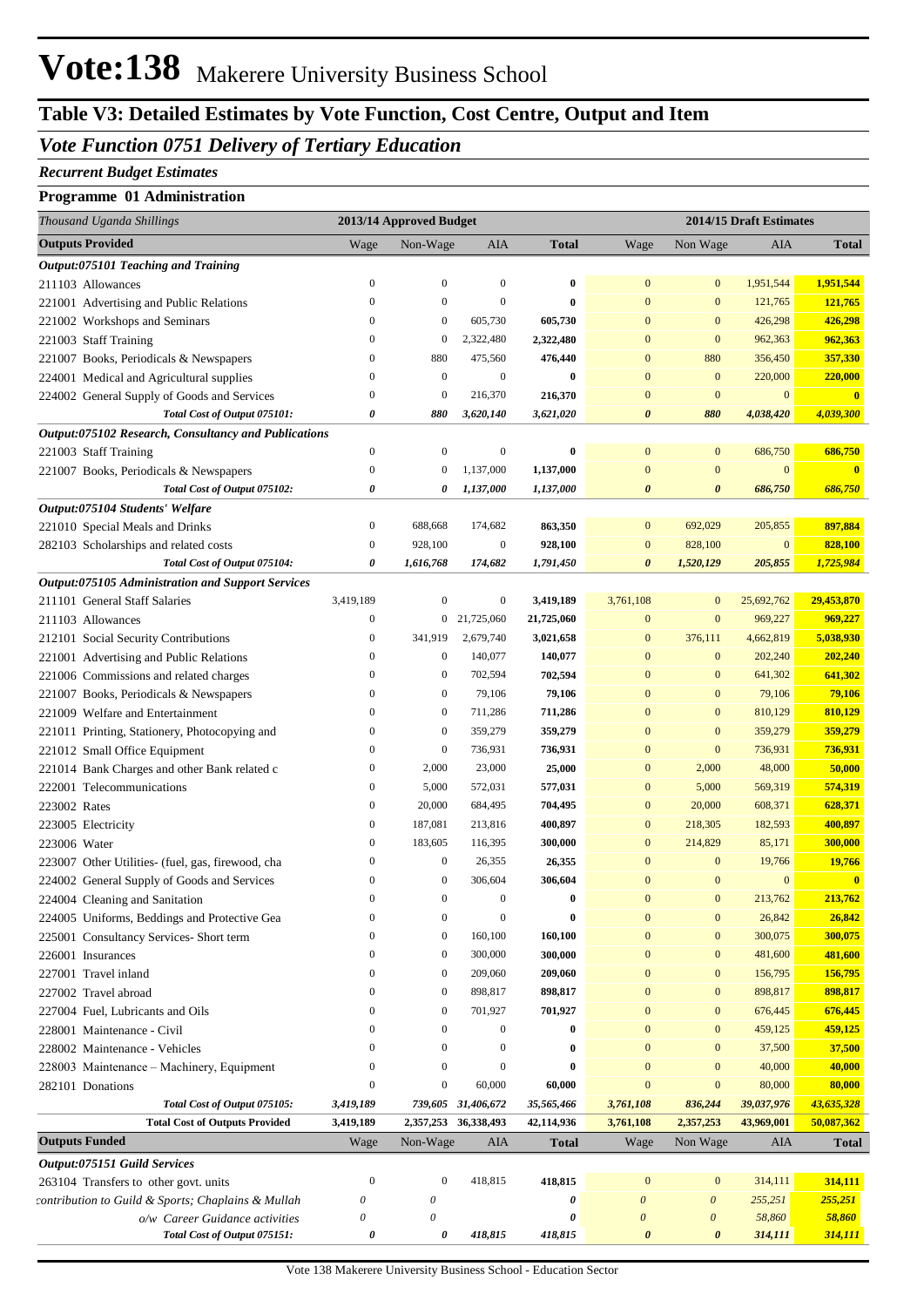# Vote:138 Makerere University Business School

## Table V3: Detailed Estimates by Vote Function, Cost Centre, Output and Item

### *Vote Function 0751 Delivery of Tertiary Education*

***Recurrent Budget Estimates***

**Programme 01 Administration**

| *Thousand Uganda Shillings* | 2013/14 Approved Budget | | | | 2014/15 Draft Estimates | | | |
|---|---|---|---|---|---|---|---|---|
| **Outputs Provided** | Wage | Non-Wage | AIA | **Total** | Wage | Non Wage | AIA | **Total** |
| ***Output:075101 Teaching and Training*** | | | | | | | | |
| 211103 Allowances | 0 | 0 | 0 | **0** | 0 | 0 | 1,951,544 | **1,951,544** |
| 221001 Advertising and Public Relations | 0 | 0 | 0 | **0** | 0 | 0 | 121,765 | **121,765** |
| 221002 Workshops and Seminars | 0 | 0 | 605,730 | **605,730** | 0 | 0 | 426,298 | **426,298** |
| 221003 Staff Training | 0 | 0 | 2,322,480 | **2,322,480** | 0 | 0 | 962,363 | **962,363** |
| 221007 Books, Periodicals & Newspapers | 0 | 880 | 475,560 | **476,440** | 0 | 880 | 356,450 | **357,330** |
| 224001 Medical and Agricultural supplies | 0 | 0 | 0 | **0** | 0 | 0 | 220,000 | **220,000** |
| 224002 General Supply of Goods and Services | 0 | 0 | 216,370 | **216,370** | 0 | 0 | 0 | **0** |
| ***Total Cost of Output 075101:*** | ***0*** | ***880*** | ***3,620,140*** | ***3,621,020*** | ***0*** | ***880*** | ***4,038,420*** | ***4,039,300*** |
| ***Output:075102 Research, Consultancy and Publications*** | | | | | | | | |
| 221003 Staff Training | 0 | 0 | 0 | **0** | 0 | 0 | 686,750 | **686,750** |
| 221007 Books, Periodicals & Newspapers | 0 | 0 | 1,137,000 | **1,137,000** | 0 | 0 | 0 | **0** |
| ***Total Cost of Output 075102:*** | ***0*** | ***0*** | ***1,137,000*** | ***1,137,000*** | ***0*** | ***0*** | ***686,750*** | ***686,750*** |
| ***Output:075104 Students' Welfare*** | | | | | | | | |
| 221010 Special Meals and Drinks | 0 | 688,668 | 174,682 | **863,350** | 0 | 692,029 | 205,855 | **897,884** |
| 282103 Scholarships and related costs | 0 | 928,100 | 0 | **928,100** | 0 | 828,100 | 0 | **828,100** |
| ***Total Cost of Output 075104:*** | ***0*** | ***1,616,768*** | ***174,682*** | ***1,791,450*** | ***0*** | ***1,520,129*** | ***205,855*** | ***1,725,984*** |
| ***Output:075105 Administration and Support Services*** | | | | | | | | |
| 211101 General Staff Salaries | 3,419,189 | 0 | 0 | **3,419,189** | 3,761,108 | 0 | 25,692,762 | **29,453,870** |
| 211103 Allowances | 0 | 0 | 21,725,060 | **21,725,060** | 0 | 0 | 969,227 | **969,227** |
| 212101 Social Security Contributions | 0 | 341,919 | 2,679,740 | **3,021,658** | 0 | 376,111 | 4,662,819 | **5,038,930** |
| 221001 Advertising and Public Relations | 0 | 0 | 140,077 | **140,077** | 0 | 0 | 202,240 | **202,240** |
| 221006 Commissions and related charges | 0 | 0 | 702,594 | **702,594** | 0 | 0 | 641,302 | **641,302** |
| 221007 Books, Periodicals & Newspapers | 0 | 0 | 79,106 | **79,106** | 0 | 0 | 79,106 | **79,106** |
| 221009 Welfare and Entertainment | 0 | 0 | 711,286 | **711,286** | 0 | 0 | 810,129 | **810,129** |
| 221011 Printing, Stationery, Photocopying and | 0 | 0 | 359,279 | **359,279** | 0 | 0 | 359,279 | **359,279** |
| 221012 Small Office Equipment | 0 | 0 | 736,931 | **736,931** | 0 | 0 | 736,931 | **736,931** |
| 221014 Bank Charges and other Bank related c | 0 | 2,000 | 23,000 | **25,000** | 0 | 2,000 | 48,000 | **50,000** |
| 222001 Telecommunications | 0 | 5,000 | 572,031 | **577,031** | 0 | 5,000 | 569,319 | **574,319** |
| 223002 Rates | 0 | 20,000 | 684,495 | **704,495** | 0 | 20,000 | 608,371 | **628,371** |
| 223005 Electricity | 0 | 187,081 | 213,816 | **400,897** | 0 | 218,305 | 182,593 | **400,897** |
| 223006 Water | 0 | 183,605 | 116,395 | **300,000** | 0 | 214,829 | 85,171 | **300,000** |
| 223007 Other Utilities- (fuel, gas, firewood, cha | 0 | 0 | 26,355 | **26,355** | 0 | 0 | 19,766 | **19,766** |
| 224002 General Supply of Goods and Services | 0 | 0 | 306,604 | **306,604** | 0 | 0 | 0 | **0** |
| 224004 Cleaning and Sanitation | 0 | 0 | 0 | **0** | 0 | 0 | 213,762 | **213,762** |
| 224005 Uniforms, Beddings and Protective Gea | 0 | 0 | 0 | **0** | 0 | 0 | 26,842 | **26,842** |
| 225001 Consultancy Services- Short term | 0 | 0 | 160,100 | **160,100** | 0 | 0 | 300,075 | **300,075** |
| 226001 Insurances | 0 | 0 | 300,000 | **300,000** | 0 | 0 | 481,600 | **481,600** |
| 227001 Travel inland | 0 | 0 | 209,060 | **209,060** | 0 | 0 | 156,795 | **156,795** |
| 227002 Travel abroad | 0 | 0 | 898,817 | **898,817** | 0 | 0 | 898,817 | **898,817** |
| 227004 Fuel, Lubricants and Oils | 0 | 0 | 701,927 | **701,927** | 0 | 0 | 676,445 | **676,445** |
| 228001 Maintenance - Civil | 0 | 0 | 0 | **0** | 0 | 0 | 459,125 | **459,125** |
| 228002 Maintenance - Vehicles | 0 | 0 | 0 | **0** | 0 | 0 | 37,500 | **37,500** |
| 228003 Maintenance – Machinery, Equipment | 0 | 0 | 0 | **0** | 0 | 0 | 40,000 | **40,000** |
| 282101 Donations | 0 | 0 | 60,000 | **60,000** | 0 | 0 | 80,000 | **80,000** |
| ***Total Cost of Output 075105:*** | ***3,419,189*** | ***739,605*** | ***31,406,672*** | ***35,565,466*** | ***3,761,108*** | ***836,244*** | ***39,037,976*** | ***43,635,328*** |
| **Total Cost of Outputs Provided** | **3,419,189** | **2,357,253** | **36,338,493** | **42,114,936** | **3,761,108** | **2,357,253** | **43,969,001** | **50,087,362** |
| **Outputs Funded** | Wage | Non-Wage | AIA | **Total** | Wage | Non Wage | AIA | **Total** |
| ***Output:075151 Guild Services*** | | | | | | | | |
| 263104 Transfers to other govt. units | 0 | 0 | 418,815 | **418,815** | 0 | 0 | 314,111 | **314,111** |
| *contribution to Guild & Sports; Chaplains & Mullah* | *0* | *0* | | ***0*** | *0* | *0* | *255,251* | ***255,251*** |
| *o/w Career Guidance activities* | *0* | *0* | | ***0*** | *0* | *0* | *58,860* | ***58,860*** |
| ***Total Cost of Output 075151:*** | ***0*** | ***0*** | ***418,815*** | ***418,815*** | ***0*** | ***0*** | ***314,111*** | ***314,111*** |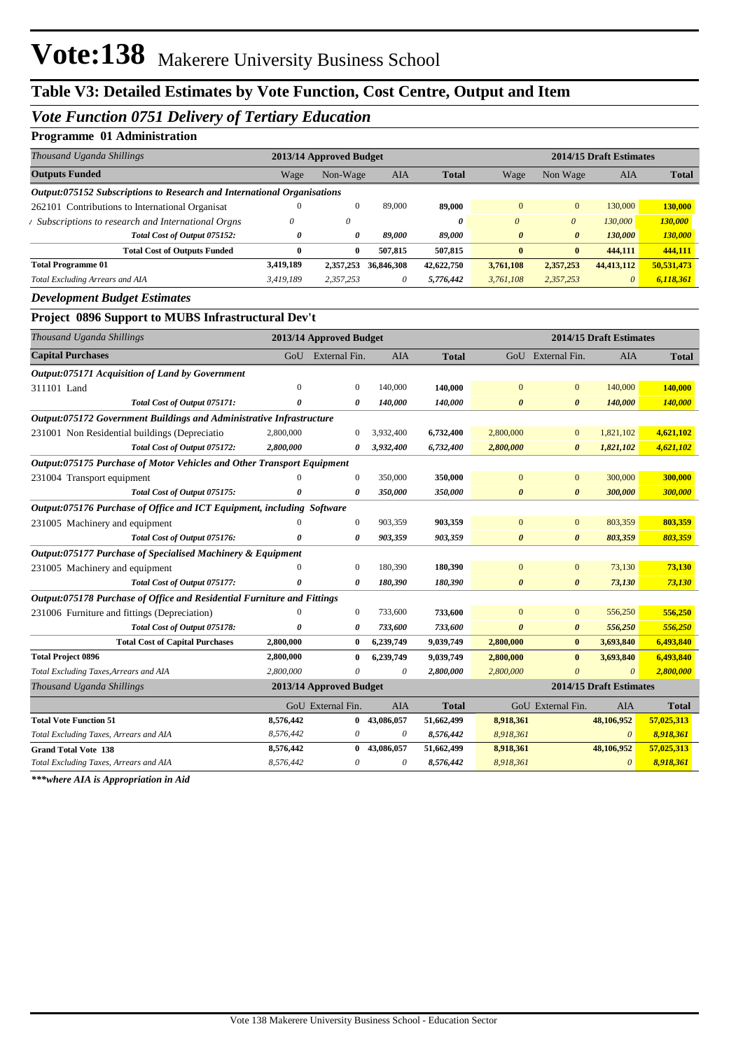# Vote:138 Makerere University Business School

## Table V3: Detailed Estimates by Vote Function, Cost Centre, Output and Item

### *Vote Function 0751 Delivery of Tertiary Education*

**Programme 01 Administration**

| *Thousand Uganda Shillings* | 2013/14 Approved Budget | | | | 2014/15 Draft Estimates | | | |
|---|---|---|---|---|---|---|---|---|
| **Outputs Funded** | Wage | Non-Wage | AIA | **Total** | Wage | Non Wage | AIA | **Total** |
| ***Output:075152 Subscriptions to Research and International Organisations*** | | | | | | | | |
| 262101 Contributions to International Organisat | 0 | 0 | 89,000 | **89,000** | 0 | 0 | 130,000 | **130,000** |
| *Subscriptions to research and International Orgns* | *0* | *0* | | ***0*** | *0* | *0* | *130,000* | ***130,000*** |
| ***Total Cost of Output 075152:*** | ***0*** | ***0*** | ***89,000*** | ***89,000*** | ***0*** | ***0*** | ***130,000*** | ***130,000*** |
| **Total Cost of Outputs Funded** | **0** | **0** | **507,815** | **507,815** | **0** | **0** | **444,111** | **444,111** |
| **Total Programme 01** | **3,419,189** | **2,357,253** | **36,846,308** | **42,622,750** | **3,761,108** | **2,357,253** | **44,413,112** | **50,531,473** |
| *Total Excluding Arrears and AIA* | *3,419,189* | *2,357,253* | *0* | ***5,776,442*** | *3,761,108* | *2,357,253* | *0* | ***6,118,361*** |

### *Development Budget Estimates*

**Project 0896 Support to MUBS Infrastructural Dev't**

| *Thousand Uganda Shillings* | 2013/14 Approved Budget | | | | 2014/15 Draft Estimates | | | |
|---|---|---|---|---|---|---|---|---|
| **Capital Purchases** | GoU | External Fin. | AIA | **Total** | GoU | External Fin. | AIA | **Total** |
| ***Output:075171 Acquisition of Land by Government*** | | | | | | | | |
| 311101 Land | 0 | 0 | 140,000 | **140,000** | 0 | 0 | 140,000 | **140,000** |
| ***Total Cost of Output 075171:*** | ***0*** | ***0*** | ***140,000*** | ***140,000*** | ***0*** | ***0*** | ***140,000*** | ***140,000*** |
| ***Output:075172 Government Buildings and Administrative Infrastructure*** | | | | | | | | |
| 231001 Non Residential buildings (Depreciatio | 2,800,000 | 0 | 3,932,400 | **6,732,400** | 2,800,000 | 0 | 1,821,102 | **4,621,102** |
| ***Total Cost of Output 075172:*** | ***2,800,000*** | ***0*** | ***3,932,400*** | ***6,732,400*** | ***2,800,000*** | ***0*** | ***1,821,102*** | ***4,621,102*** |
| ***Output:075175 Purchase of Motor Vehicles and Other Transport Equipment*** | | | | | | | | |
| 231004 Transport equipment | 0 | 0 | 350,000 | **350,000** | 0 | 0 | 300,000 | **300,000** |
| ***Total Cost of Output 075175:*** | ***0*** | ***0*** | ***350,000*** | ***350,000*** | ***0*** | ***0*** | ***300,000*** | ***300,000*** |
| ***Output:075176 Purchase of Office and ICT Equipment, including Software*** | | | | | | | | |
| 231005 Machinery and equipment | 0 | 0 | 903,359 | **903,359** | 0 | 0 | 803,359 | **803,359** |
| ***Total Cost of Output 075176:*** | ***0*** | ***0*** | ***903,359*** | ***903,359*** | ***0*** | ***0*** | ***803,359*** | ***803,359*** |
| ***Output:075177 Purchase of Specialised Machinery & Equipment*** | | | | | | | | |
| 231005 Machinery and equipment | 0 | 0 | 180,390 | **180,390** | 0 | 0 | 73,130 | **73,130** |
| ***Total Cost of Output 075177:*** | ***0*** | ***0*** | ***180,390*** | ***180,390*** | ***0*** | ***0*** | ***73,130*** | ***73,130*** |
| ***Output:075178 Purchase of Office and Residential Furniture and Fittings*** | | | | | | | | |
| 231006 Furniture and fittings (Depreciation) | 0 | 0 | 733,600 | **733,600** | 0 | 0 | 556,250 | **556,250** |
| ***Total Cost of Output 075178:*** | ***0*** | ***0*** | ***733,600*** | ***733,600*** | ***0*** | ***0*** | ***556,250*** | ***556,250*** |
| **Total Cost of Capital Purchases** | **2,800,000** | **0** | **6,239,749** | **9,039,749** | **2,800,000** | **0** | **3,693,840** | **6,493,840** |
| **Total Project 0896** | **2,800,000** | **0** | **6,239,749** | **9,039,749** | **2,800,000** | **0** | **3,693,840** | **6,493,840** |
| *Total Excluding Taxes,Arrears and AIA* | *2,800,000* | *0* | *0* | ***2,800,000*** | *2,800,000* | *0* | *0* | ***2,800,000*** |

| *Thousand Uganda Shillings* | 2013/14 Approved Budget | | | | 2014/15 Draft Estimates | | | |
|---|---|---|---|---|---|---|---|---|
| | GoU | External Fin. | AIA | **Total** | GoU | External Fin. | AIA | **Total** |
| **Total Vote Function 51** | **8,576,442** | **0** | **43,086,057** | **51,662,499** | **8,918,361** | | **48,106,952** | **57,025,313** |
| *Total Excluding Taxes, Arrears and AIA* | *8,576,442* | *0* | *0* | ***8,576,442*** | *8,918,361* | | *0* | ***8,918,361*** |
| **Grand Total Vote 138** | **8,576,442** | **0** | **43,086,057** | **51,662,499** | **8,918,361** | | **48,106,952** | **57,025,313** |
| *Total Excluding Taxes, Arrears and AIA* | *8,576,442* | *0* | *0* | ***8,576,442*** | *8,918,361* | | *0* | ***8,918,361*** |

***\*\*\*where AIA is Appropriation in Aid***